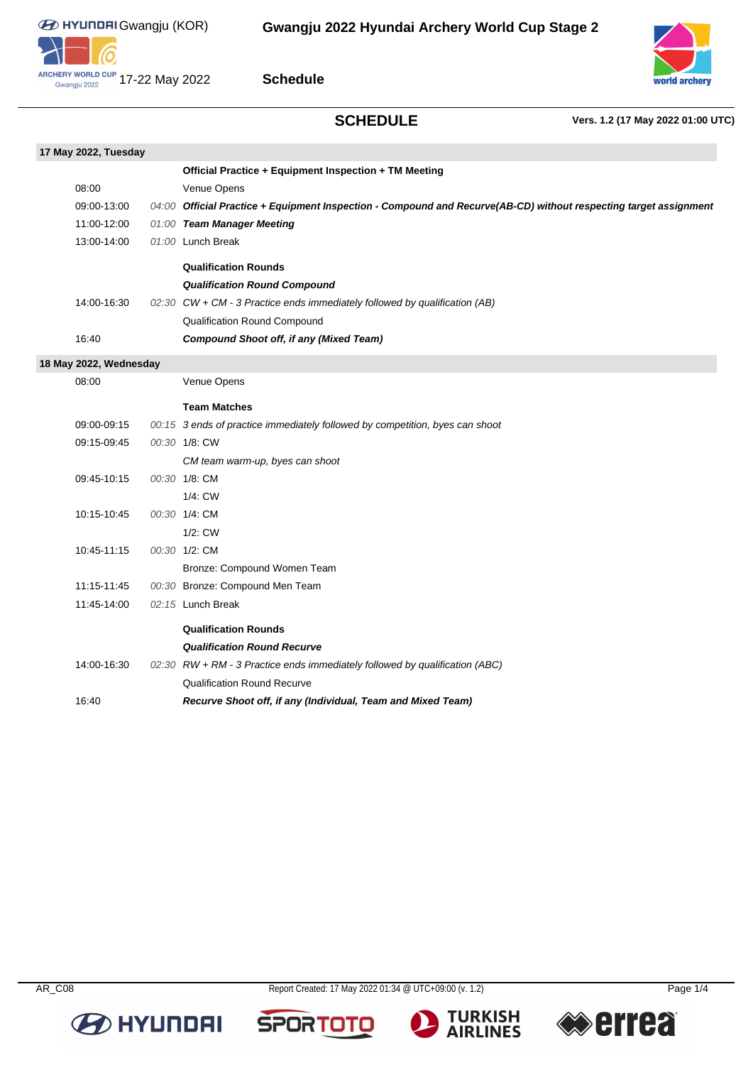# Gwangju 2022 Hyundai Archery World Cup Stage 2

Gwangju (KOR)
17-22 May 2022

## Schedule

## SCHEDULE

**Vers. 1.2 (17 May 2022 01:00 UTC)**

### 17 May 2022, Tuesday

| Time | Duration | Event |
|---|---|---|
| | | **Official Practice + Equipment Inspection + TM Meeting** |
| 08:00 | | Venue Opens |
| 09:00-13:00 | *04:00* | ***Official Practice + Equipment Inspection - Compound and Recurve(AB-CD) without respecting target assignment*** |
| 11:00-12:00 | *01:00* | ***Team Manager Meeting*** |
| 13:00-14:00 | *01:00* | Lunch Break |
| | | **Qualification Rounds** |
| | | ***Qualification Round Compound*** |
| 14:00-16:30 | *02:30* | *CW + CM - 3 Practice ends immediately followed by qualification (AB)* |
| | | Qualification Round Compound |
| 16:40 | | ***Compound Shoot off, if any (Mixed Team)*** |

### 18 May 2022, Wednesday

| Time | Duration | Event |
|---|---|---|
| 08:00 | | Venue Opens |
| | | **Team Matches** |
| 09:00-09:15 | *00:15* | *3 ends of practice immediately followed by competition, byes can shoot* |
| 09:15-09:45 | *00:30* | 1/8: CW |
| | | *CM team warm-up, byes can shoot* |
| 09:45-10:15 | *00:30* | 1/8: CM |
| | | 1/4: CW |
| 10:15-10:45 | *00:30* | 1/4: CM |
| | | 1/2: CW |
| 10:45-11:15 | *00:30* | 1/2: CM |
| | | Bronze: Compound Women Team |
| 11:15-11:45 | *00:30* | Bronze: Compound Men Team |
| 11:45-14:00 | *02:15* | Lunch Break |
| | | **Qualification Rounds** |
| | | ***Qualification Round Recurve*** |
| 14:00-16:30 | *02:30* | *RW + RM - 3 Practice ends immediately followed by qualification (ABC)* |
| | | Qualification Round Recurve |
| 16:40 | | ***Recurve Shoot off, if any (Individual, Team and Mixed Team)*** |

AR_C08 Report Created: 17 May 2022 01:34 @ UTC+09:00 (v. 1.2)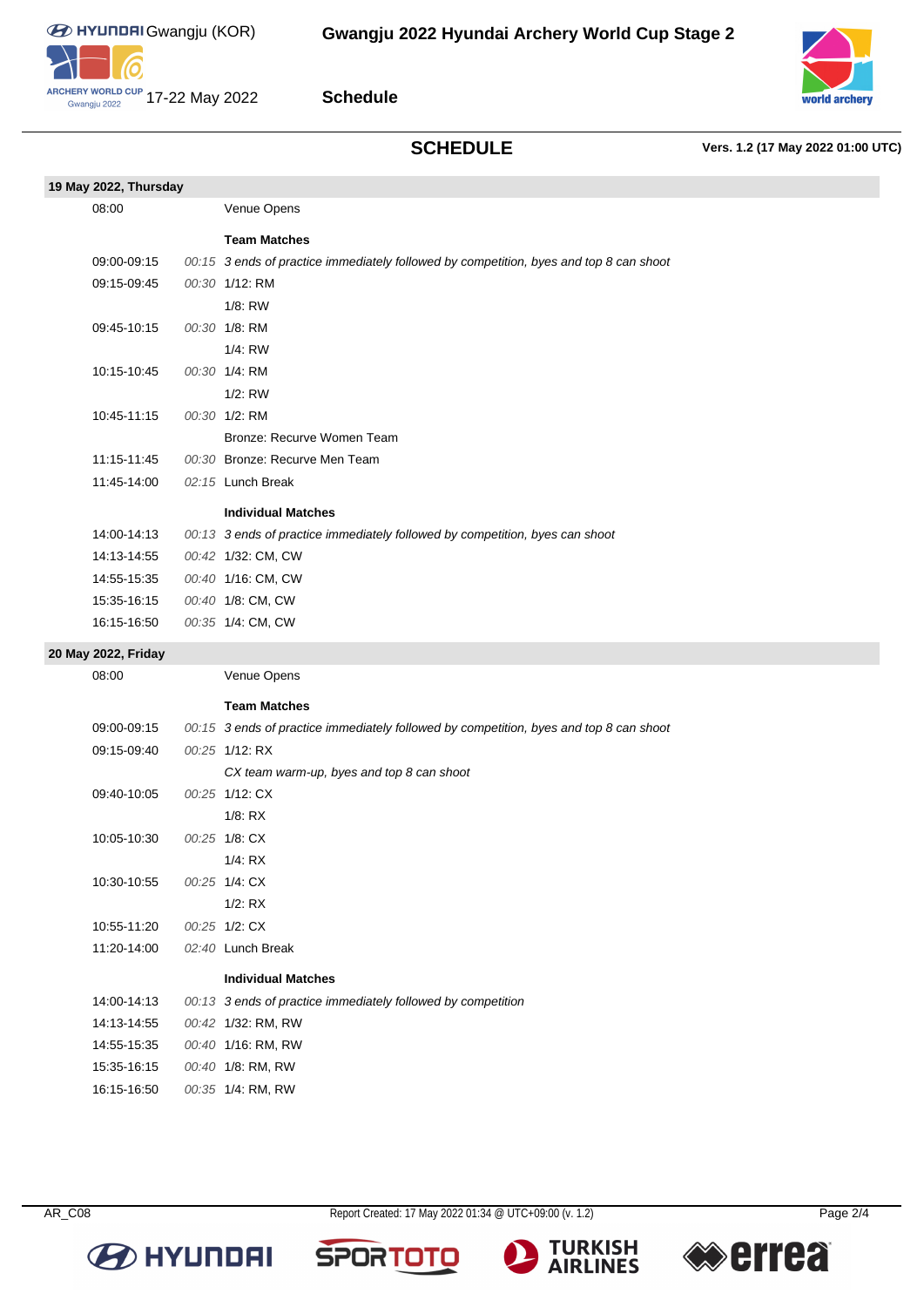## SCHEDULE

**Vers. 1.2 (17 May 2022 01:00 UTC)**

### 19 May 2022, Thursday

| Time | Duration | Event |
|---|---|---|
| 08:00 | | Venue Opens |
| | | **Team Matches** |
| 09:00-09:15 | *00:15* | *3 ends of practice immediately followed by competition, byes and top 8 can shoot* |
| 09:15-09:45 | *00:30* | 1/12: RM |
| | | 1/8: RW |
| 09:45-10:15 | *00:30* | 1/8: RM |
| | | 1/4: RW |
| 10:15-10:45 | *00:30* | 1/4: RM |
| | | 1/2: RW |
| 10:45-11:15 | *00:30* | 1/2: RM |
| | | Bronze: Recurve Women Team |
| 11:15-11:45 | *00:30* | Bronze: Recurve Men Team |
| 11:45-14:00 | *02:15* | Lunch Break |
| | | **Individual Matches** |
| 14:00-14:13 | *00:13* | *3 ends of practice immediately followed by competition, byes can shoot* |
| 14:13-14:55 | *00:42* | 1/32: CM, CW |
| 14:55-15:35 | *00:40* | 1/16: CM, CW |
| 15:35-16:15 | *00:40* | 1/8: CM, CW |
| 16:15-16:50 | *00:35* | 1/4: CM, CW |

### 20 May 2022, Friday

| Time | Duration | Event |
|---|---|---|
| 08:00 | | Venue Opens |
| | | **Team Matches** |
| 09:00-09:15 | *00:15* | *3 ends of practice immediately followed by competition, byes and top 8 can shoot* |
| 09:15-09:40 | *00:25* | 1/12: RX |
| | | *CX team warm-up, byes and top 8 can shoot* |
| 09:40-10:05 | *00:25* | 1/12: CX |
| | | 1/8: RX |
| 10:05-10:30 | *00:25* | 1/8: CX |
| | | 1/4: RX |
| 10:30-10:55 | *00:25* | 1/4: CX |
| | | 1/2: RX |
| 10:55-11:20 | *00:25* | 1/2: CX |
| 11:20-14:00 | *02:40* | Lunch Break |
| | | **Individual Matches** |
| 14:00-14:13 | *00:13* | *3 ends of practice immediately followed by competition* |
| 14:13-14:55 | *00:42* | 1/32: RM, RW |
| 14:55-15:35 | *00:40* | 1/16: RM, RW |
| 15:35-16:15 | *00:40* | 1/8: RM, RW |
| 16:15-16:50 | *00:35* | 1/4: RM, RW |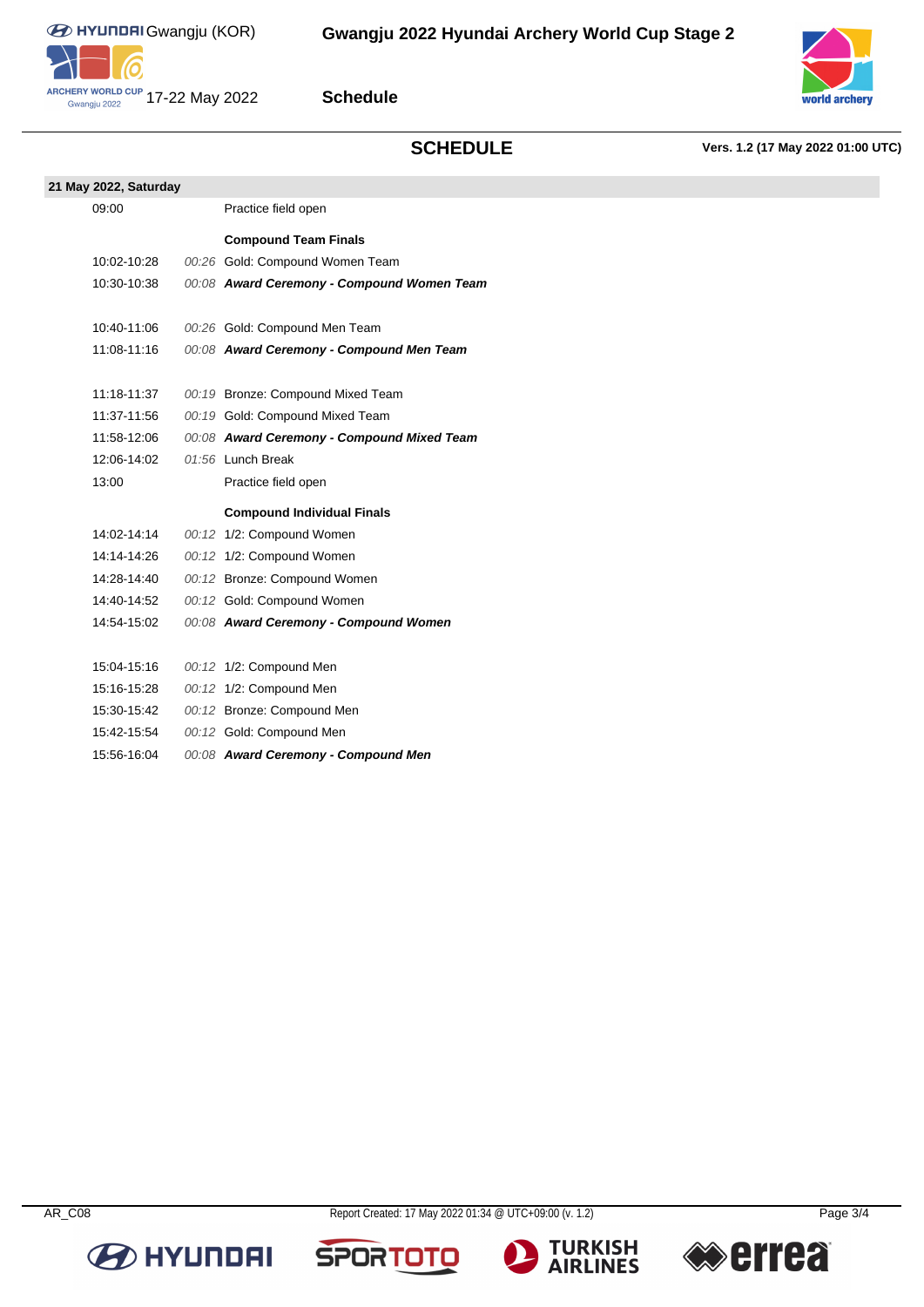## SCHEDULE

**Vers. 1.2 (17 May 2022 01:00 UTC)**

| 21 May 2022, Saturday | | |
|---|---|---|
| 09:00 | | Practice field open |
| | | **Compound Team Finals** |
| 10:02-10:28 | *00:26* | Gold: Compound Women Team |
| 10:30-10:38 | *00:08* | ***Award Ceremony - Compound Women Team*** |
| 10:40-11:06 | *00:26* | Gold: Compound Men Team |
| 11:08-11:16 | *00:08* | ***Award Ceremony - Compound Men Team*** |
| 11:18-11:37 | *00:19* | Bronze: Compound Mixed Team |
| 11:37-11:56 | *00:19* | Gold: Compound Mixed Team |
| 11:58-12:06 | *00:08* | ***Award Ceremony - Compound Mixed Team*** |
| 12:06-14:02 | *01:56* | Lunch Break |
| 13:00 | | Practice field open |
| | | **Compound Individual Finals** |
| 14:02-14:14 | *00:12* | 1/2: Compound Women |
| 14:14-14:26 | *00:12* | 1/2: Compound Women |
| 14:28-14:40 | *00:12* | Bronze: Compound Women |
| 14:40-14:52 | *00:12* | Gold: Compound Women |
| 14:54-15:02 | *00:08* | ***Award Ceremony - Compound Women*** |
| 15:04-15:16 | *00:12* | 1/2: Compound Men |
| 15:16-15:28 | *00:12* | 1/2: Compound Men |
| 15:30-15:42 | *00:12* | Bronze: Compound Men |
| 15:42-15:54 | *00:12* | Gold: Compound Men |
| 15:56-16:04 | *00:08* | ***Award Ceremony - Compound Men*** |

AR_C08 — Report Created: 17 May 2022 01:34 @ UTC+09:00 (v. 1.2)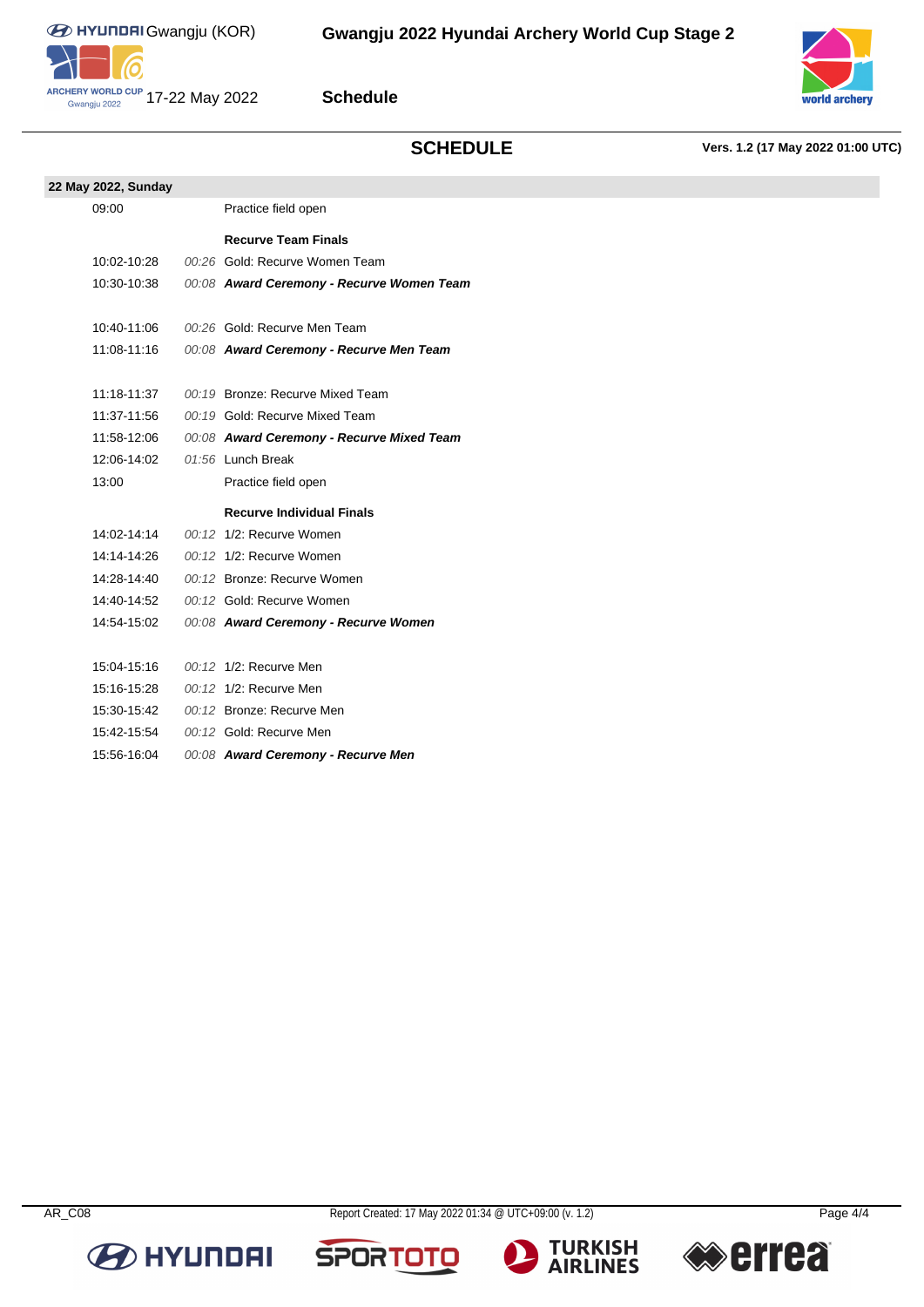# SCHEDULE

**Vers. 1.2 (17 May 2022 01:00 UTC)**

**22 May 2022, Sunday**

| | | |
|---|---|---|
| 09:00 | | Practice field open |
| | | **Recurve Team Finals** |
| 10:02-10:28 | *00:26* | Gold: Recurve Women Team |
| 10:30-10:38 | *00:08* | ***Award Ceremony - Recurve Women Team*** |
| | | |
| 10:40-11:06 | *00:26* | Gold: Recurve Men Team |
| 11:08-11:16 | *00:08* | ***Award Ceremony - Recurve Men Team*** |
| | | |
| 11:18-11:37 | *00:19* | Bronze: Recurve Mixed Team |
| 11:37-11:56 | *00:19* | Gold: Recurve Mixed Team |
| 11:58-12:06 | *00:08* | ***Award Ceremony - Recurve Mixed Team*** |
| 12:06-14:02 | *01:56* | Lunch Break |
| 13:00 | | Practice field open |
| | | **Recurve Individual Finals** |
| 14:02-14:14 | *00:12* | 1/2: Recurve Women |
| 14:14-14:26 | *00:12* | 1/2: Recurve Women |
| 14:28-14:40 | *00:12* | Bronze: Recurve Women |
| 14:40-14:52 | *00:12* | Gold: Recurve Women |
| 14:54-15:02 | *00:08* | ***Award Ceremony - Recurve Women*** |
| | | |
| 15:04-15:16 | *00:12* | 1/2: Recurve Men |
| 15:16-15:28 | *00:12* | 1/2: Recurve Men |
| 15:30-15:42 | *00:12* | Bronze: Recurve Men |
| 15:42-15:54 | *00:12* | Gold: Recurve Men |
| 15:56-16:04 | *00:08* | ***Award Ceremony - Recurve Men*** |